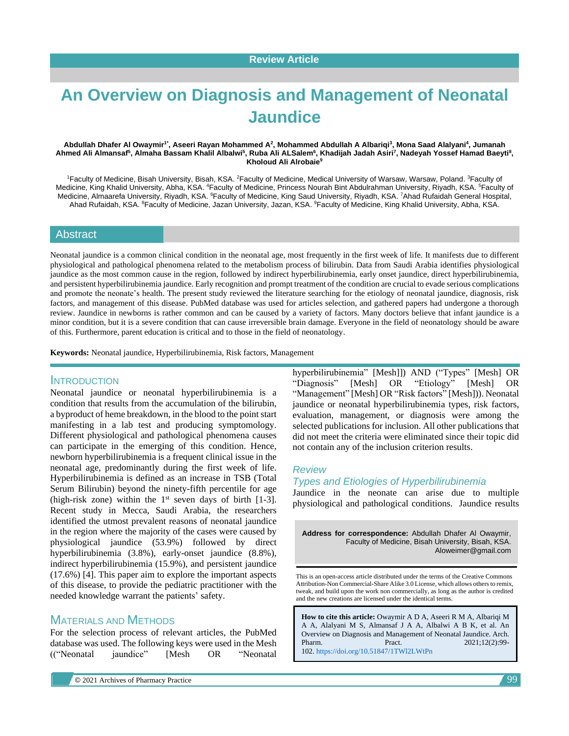Review Article

# An Overview on Diagnosis and Management of Neonatal Jaundice

**Abdullah Dhafer Al Owaymir[1*], Aseeri Rayan Mohammed A[2], Mohammed Abdullah A Albariqi[3], Mona Saad Alalyani[4], Jumanah Ahmed Ali Almansaf[5], Almaha Bassam Khalil Albalwi[5], Ruba Ali ALSalem[6], Khadijah Jadah Asiri[7], Nadeyah Yossef Hamad Baeyti[8], Kholoud Ali Alrobaie[9]**

[1]Faculty of Medicine, Bisah University, Bisah, KSA. [2]Faculty of Medicine, Medical University of Warsaw, Warsaw, Poland. [3]Faculty of Medicine, King Khalid University, Abha, KSA. [4]Faculty of Medicine, Princess Nourah Bint Abdulrahman University, Riyadh, KSA. [5]Faculty of Medicine, Almaarefa University, Riyadh, KSA. [6]Faculty of Medicine, King Saud University, Riyadh, KSA. [7]Ahad Rufaidah General Hospital, Ahad Rufaidah, KSA. [8]Faculty of Medicine, Jazan University, Jazan, KSA. [9]Faculty of Medicine, King Khalid University, Abha, KSA.

## Abstract

Neonatal jaundice is a common clinical condition in the neonatal age, most frequently in the first week of life. It manifests due to different physiological and pathological phenomena related to the metabolism process of bilirubin. Data from Saudi Arabia identifies physiological jaundice as the most common cause in the region, followed by indirect hyperbilirubinemia, early onset jaundice, direct hyperbilirubinemia, and persistent hyperbilirubinemia jaundice. Early recognition and prompt treatment of the condition are crucial to evade serious complications and promote the neonate's health. The present study reviewed the literature searching for the etiology of neonatal jaundice, diagnosis, risk factors, and management of this disease. PubMed database was used for articles selection, and gathered papers had undergone a thorough review. Jaundice in newborns is rather common and can be caused by a variety of factors. Many doctors believe that infant jaundice is a minor condition, but it is a severe condition that can cause irreversible brain damage. Everyone in the field of neonatology should be aware of this. Furthermore, parent education is critical and to those in the field of neonatology.

**Keywords:** Neonatal jaundice, Hyperbilirubinemia, Risk factors, Management

## Introduction

Neonatal jaundice or neonatal hyperbilirubinemia is a condition that results from the accumulation of the bilirubin, a byproduct of heme breakdown, in the blood to the point start manifesting in a lab test and producing symptomology. Different physiological and pathological phenomena causes can participate in the emerging of this condition. Hence, newborn hyperbilirubinemia is a frequent clinical issue in the neonatal age, predominantly during the first week of life. Hyperbilirubinemia is defined as an increase in TSB (Total Serum Bilirubin) beyond the ninety-fifth percentile for age (high-risk zone) within the 1st seven days of birth [1-3]. Recent study in Mecca, Saudi Arabia, the researchers identified the utmost prevalent reasons of neonatal jaundice in the region where the majority of the cases were caused by physiological jaundice (53.9%) followed by direct hyperbilirubinemia (3.8%), early-onset jaundice (8.8%), indirect hyperbilirubinemia (15.9%), and persistent jaundice (17.6%) [4]. This paper aim to explore the important aspects of this disease, to provide the pediatric practitioner with the needed knowledge warrant the patients' safety.

## Materials and Methods

For the selection process of relevant articles, the PubMed database was used. The following keys were used in the Mesh ((“Neonatal jaundice” [Mesh OR “Neonatal hyperbilirubinemia” [Mesh]]) AND (“Types” [Mesh] OR “Diagnosis” [Mesh] OR “Etiology” [Mesh] OR “Management” [Mesh] OR “Risk factors” [Mesh])). Neonatal jaundice or neonatal hyperbilirubinemia types, risk factors, evaluation, management, or diagnosis were among the selected publications for inclusion. All other publications that did not meet the criteria were eliminated since their topic did not contain any of the inclusion criterion results.

## Review

### Types and Etiologies of Hyperbilirubinemia

Jaundice in the neonate can arise due to multiple physiological and pathological conditions. Jaundice results

**Address for correspondence:** Abdullah Dhafer Al Owaymir, Faculty of Medicine, Bisah University, Bisah, KSA. Aloweimer@gmail.com

This is an open-access article distributed under the terms of the Creative Commons Attribution-Non Commercial-Share Alike 3.0 License, which allows others to remix, tweak, and build upon the work non commercially, as long as the author is credited and the new creations are licensed under the identical terms.

**How to cite this article:** Owaymir A D A, Aseeri R M A, Albariqi M A A, Alalyani M S, Almansaf J A A, Albalwi A B K, et al. An Overview on Diagnosis and Management of Neonatal Jaundice. Arch. Pharm. Pract. 2021;12(2):99-102. https://doi.org/10.51847/1TWl2LWtPn

© 2021 Archives of Pharmacy Practice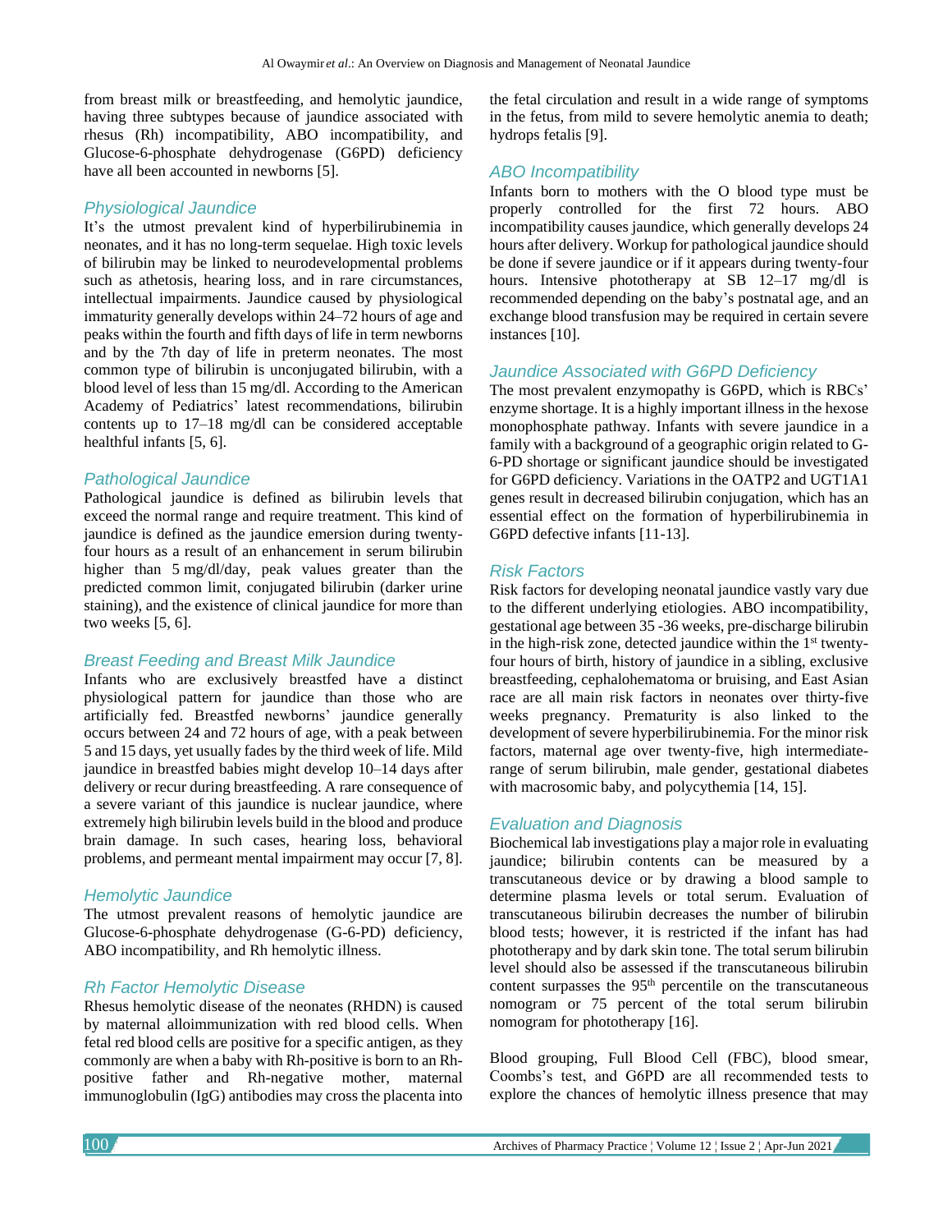from breast milk or breastfeeding, and hemolytic jaundice, having three subtypes because of jaundice associated with rhesus (Rh) incompatibility, ABO incompatibility, and Glucose-6-phosphate dehydrogenase (G6PD) deficiency have all been accounted in newborns [5].

## Physiological Jaundice

It's the utmost prevalent kind of hyperbilirubinemia in neonates, and it has no long-term sequelae. High toxic levels of bilirubin may be linked to neurodevelopmental problems such as athetosis, hearing loss, and in rare circumstances, intellectual impairments. Jaundice caused by physiological immaturity generally develops within 24–72 hours of age and peaks within the fourth and fifth days of life in term newborns and by the 7th day of life in preterm neonates. The most common type of bilirubin is unconjugated bilirubin, with a blood level of less than 15 mg/dl. According to the American Academy of Pediatrics' latest recommendations, bilirubin contents up to 17–18 mg/dl can be considered acceptable healthful infants [5, 6].

## Pathological Jaundice

Pathological jaundice is defined as bilirubin levels that exceed the normal range and require treatment. This kind of jaundice is defined as the jaundice emersion during twenty-four hours as a result of an enhancement in serum bilirubin higher than 5 mg/dl/day, peak values greater than the predicted common limit, conjugated bilirubin (darker urine staining), and the existence of clinical jaundice for more than two weeks [5, 6].

## Breast Feeding and Breast Milk Jaundice

Infants who are exclusively breastfed have a distinct physiological pattern for jaundice than those who are artificially fed. Breastfed newborns' jaundice generally occurs between 24 and 72 hours of age, with a peak between 5 and 15 days, yet usually fades by the third week of life. Mild jaundice in breastfed babies might develop 10–14 days after delivery or recur during breastfeeding. A rare consequence of a severe variant of this jaundice is nuclear jaundice, where extremely high bilirubin levels build in the blood and produce brain damage. In such cases, hearing loss, behavioral problems, and permeant mental impairment may occur [7, 8].

## Hemolytic Jaundice

The utmost prevalent reasons of hemolytic jaundice are Glucose-6-phosphate dehydrogenase (G-6-PD) deficiency, ABO incompatibility, and Rh hemolytic illness.

## Rh Factor Hemolytic Disease

Rhesus hemolytic disease of the neonates (RHDN) is caused by maternal alloimmunization with red blood cells. When fetal red blood cells are positive for a specific antigen, as they commonly are when a baby with Rh-positive is born to an Rh-positive father and Rh-negative mother, maternal immunoglobulin (IgG) antibodies may cross the placenta into the fetal circulation and result in a wide range of symptoms in the fetus, from mild to severe hemolytic anemia to death; hydrops fetalis [9].

## ABO Incompatibility

Infants born to mothers with the O blood type must be properly controlled for the first 72 hours. ABO incompatibility causes jaundice, which generally develops 24 hours after delivery. Workup for pathological jaundice should be done if severe jaundice or if it appears during twenty-four hours. Intensive phototherapy at SB 12–17 mg/dl is recommended depending on the baby's postnatal age, and an exchange blood transfusion may be required in certain severe instances [10].

## Jaundice Associated with G6PD Deficiency

The most prevalent enzymopathy is G6PD, which is RBCs' enzyme shortage. It is a highly important illness in the hexose monophosphate pathway. Infants with severe jaundice in a family with a background of a geographic origin related to G-6-PD shortage or significant jaundice should be investigated for G6PD deficiency. Variations in the OATP2 and UGT1A1 genes result in decreased bilirubin conjugation, which has an essential effect on the formation of hyperbilirubinemia in G6PD defective infants [11-13].

## Risk Factors

Risk factors for developing neonatal jaundice vastly vary due to the different underlying etiologies. ABO incompatibility, gestational age between 35 -36 weeks, pre-discharge bilirubin in the high-risk zone, detected jaundice within the 1st twenty-four hours of birth, history of jaundice in a sibling, exclusive breastfeeding, cephalohematoma or bruising, and East Asian race are all main risk factors in neonates over thirty-five weeks pregnancy. Prematurity is also linked to the development of severe hyperbilirubinemia. For the minor risk factors, maternal age over twenty-five, high intermediate-range of serum bilirubin, male gender, gestational diabetes with macrosomic baby, and polycythemia [14, 15].

## Evaluation and Diagnosis

Biochemical lab investigations play a major role in evaluating jaundice; bilirubin contents can be measured by a transcutaneous device or by drawing a blood sample to determine plasma levels or total serum. Evaluation of transcutaneous bilirubin decreases the number of bilirubin blood tests; however, it is restricted if the infant has had phototherapy and by dark skin tone. The total serum bilirubin level should also be assessed if the transcutaneous bilirubin content surpasses the 95th percentile on the transcutaneous nomogram or 75 percent of the total serum bilirubin nomogram for phototherapy [16].

Blood grouping, Full Blood Cell (FBC), blood smear, Coombs's test, and G6PD are all recommended tests to explore the chances of hemolytic illness presence that may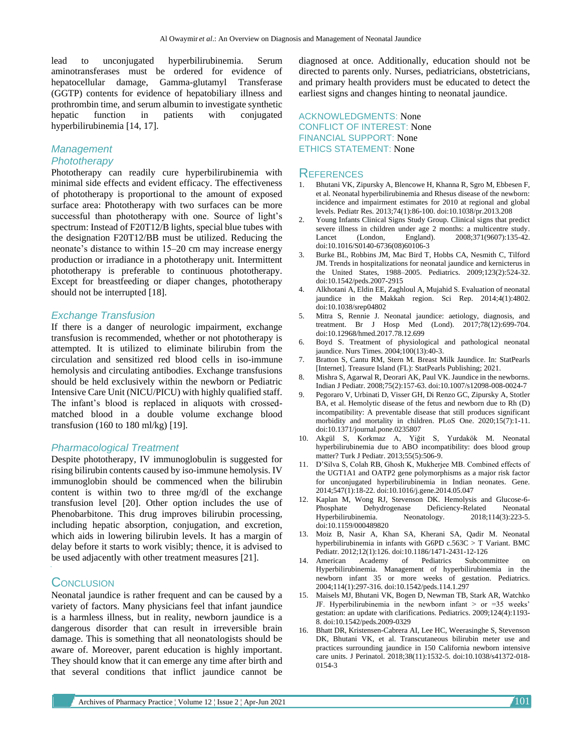lead to unconjugated hyperbilirubinemia. Serum aminotransferases must be ordered for evidence of hepatocellular damage, Gamma-glutamyl Transferase (GGTP) contents for evidence of hepatobiliary illness and prothrombin time, and serum albumin to investigate synthetic hepatic function in patients with conjugated hyperbilirubinemia [14, 17].

## Management

### Phototherapy

Phototherapy can readily cure hyperbilirubinemia with minimal side effects and evident efficacy. The effectiveness of phototherapy is proportional to the amount of exposed surface area: Phototherapy with two surfaces can be more successful than phototherapy with one. Source of light's spectrum: Instead of F20T12/B lights, special blue tubes with the designation F20T12/BB must be utilized. Reducing the neonate's distance to within 15–20 cm may increase energy production or irradiance in a phototherapy unit. Intermittent phototherapy is preferable to continuous phototherapy. Except for breastfeeding or diaper changes, phototherapy should not be interrupted [18].

### Exchange Transfusion

If there is a danger of neurologic impairment, exchange transfusion is recommended, whether or not phototherapy is attempted. It is utilized to eliminate bilirubin from the circulation and sensitized red blood cells in iso-immune hemolysis and circulating antibodies. Exchange transfusions should be held exclusively within the newborn or Pediatric Intensive Care Unit (NICU/PICU) with highly qualified staff. The infant's blood is replaced in aliquots with crossed-matched blood in a double volume exchange blood transfusion (160 to 180 ml/kg) [19].

### Pharmacological Treatment

Despite phototherapy, IV immunoglobulin is suggested for rising bilirubin contents caused by iso-immune hemolysis. IV immunoglobin should be commenced when the bilirubin content is within two to three mg/dl of the exchange transfusion level [20]. Other option includes the use of Phenobarbitone. This drug improves bilirubin processing, including hepatic absorption, conjugation, and excretion, which aids in lowering bilirubin levels. It has a margin of delay before it starts to work visibly; hence, it is advised to be used adjacently with other treatment measures [21].

## Conclusion

Neonatal jaundice is rather frequent and can be caused by a variety of factors. Many physicians feel that infant jaundice is a harmless illness, but in reality, newborn jaundice is a dangerous disorder that can result in irreversible brain damage. This is something that all neonatologists should be aware of. Moreover, parent education is highly important. They should know that it can emerge any time after birth and that several conditions that inflict jaundice cannot be diagnosed at once. Additionally, education should not be directed to parents only. Nurses, pediatricians, obstetricians, and primary health providers must be educated to detect the earliest signs and changes hinting to neonatal jaundice.

ACKNOWLEDGMENTS: None
CONFLICT OF INTEREST: None
FINANCIAL SUPPORT: None
ETHICS STATEMENT: None

## References

1. Bhutani VK, Zipursky A, Blencowe H, Khanna R, Sgro M, Ebbesen F, et al. Neonatal hyperbilirubinemia and Rhesus disease of the newborn: incidence and impairment estimates for 2010 at regional and global levels. Pediatr Res. 2013;74(1):86-100. doi:10.1038/pr.2013.208
2. Young Infants Clinical Signs Study Group. Clinical signs that predict severe illness in children under age 2 months: a multicentre study. Lancet (London, England). 2008;371(9607):135-42. doi:10.1016/S0140-6736(08)60106-3
3. Burke BL, Robbins JM, Mac Bird T, Hobbs CA, Nesmith C, Tilford JM. Trends in hospitalizations for neonatal jaundice and kernicterus in the United States, 1988–2005. Pediatrics. 2009;123(2):524-32. doi:10.1542/peds.2007-2915
4. Alkhotani A, Eldin EE, Zaghloul A, Mujahid S. Evaluation of neonatal jaundice in the Makkah region. Sci Rep. 2014;4(1):4802. doi:10.1038/srep04802
5. Mitra S, Rennie J. Neonatal jaundice: aetiology, diagnosis, and treatment. Br J Hosp Med (Lond). 2017;78(12):699-704. doi:10.12968/hmed.2017.78.12.699
6. Boyd S. Treatment of physiological and pathological neonatal jaundice. Nurs Times. 2004;100(13):40-3.
7. Bratton S, Cantu RM, Stern M. Breast Milk Jaundice. In: StatPearls [Internet]. Treasure Island (FL): StatPearls Publishing; 2021.
8. Mishra S, Agarwal R, Deorari AK, Paul VK. Jaundice in the newborns. Indian J Pediatr. 2008;75(2):157-63. doi:10.1007/s12098-008-0024-7
9. Pegoraro V, Urbinati D, Visser GH, Di Renzo GC, Zipursky A, Stotler BA, et al. Hemolytic disease of the fetus and newborn due to Rh (D) incompatibility: A preventable disease that still produces significant morbidity and mortality in children. PLoS One. 2020;15(7):1-11. doi:10.1371/journal.pone.0235807
10. Akgül S, Korkmaz A, Yiğit S, Yurdakök M. Neonatal hyperbilirubinemia due to ABO incompatibility: does blood group matter? Turk J Pediatr. 2013;55(5):506-9.
11. D'Silva S, Colah RB, Ghosh K, Mukherjee MB. Combined effects of the UGT1A1 and OATP2 gene polymorphisms as a major risk factor for unconjugated hyperbilirubinemia in Indian neonates. Gene. 2014;547(1):18-22. doi:10.1016/j.gene.2014.05.047
12. Kaplan M, Wong RJ, Stevenson DK. Hemolysis and Glucose-6-Phosphate Dehydrogenase Deficiency-Related Neonatal Hyperbilirubinemia. Neonatology. 2018;114(3):223-5. doi:10.1159/000489820
13. Moiz B, Nasir A, Khan SA, Kherani SA, Qadir M. Neonatal hyperbilirubinemia in infants with G6PD c.563C > T Variant. BMC Pediatr. 2012;12(1):126. doi:10.1186/1471-2431-12-126
14. American Academy of Pediatrics Subcommittee on Hyperbilirubinemia. Management of hyperbilirubinemia in the newborn infant 35 or more weeks of gestation. Pediatrics. 2004;114(1):297-316. doi:10.1542/peds.114.1.297
15. Maisels MJ, Bhutani VK, Bogen D, Newman TB, Stark AR, Watchko JF. Hyperbilirubinemia in the newborn infant > or =35 weeks' gestation: an update with clarifications. Pediatrics. 2009;124(4):1193-8. doi:10.1542/peds.2009-0329
16. Bhatt DR, Kristensen-Cabrera AI, Lee HC, Weerasinghe S, Stevenson DK, Bhutani VK, et al. Transcutaneous bilirubin meter use and practices surrounding jaundice in 150 California newborn intensive care units. J Perinatol. 2018;38(11):1532-5. doi:10.1038/s41372-018-0154-3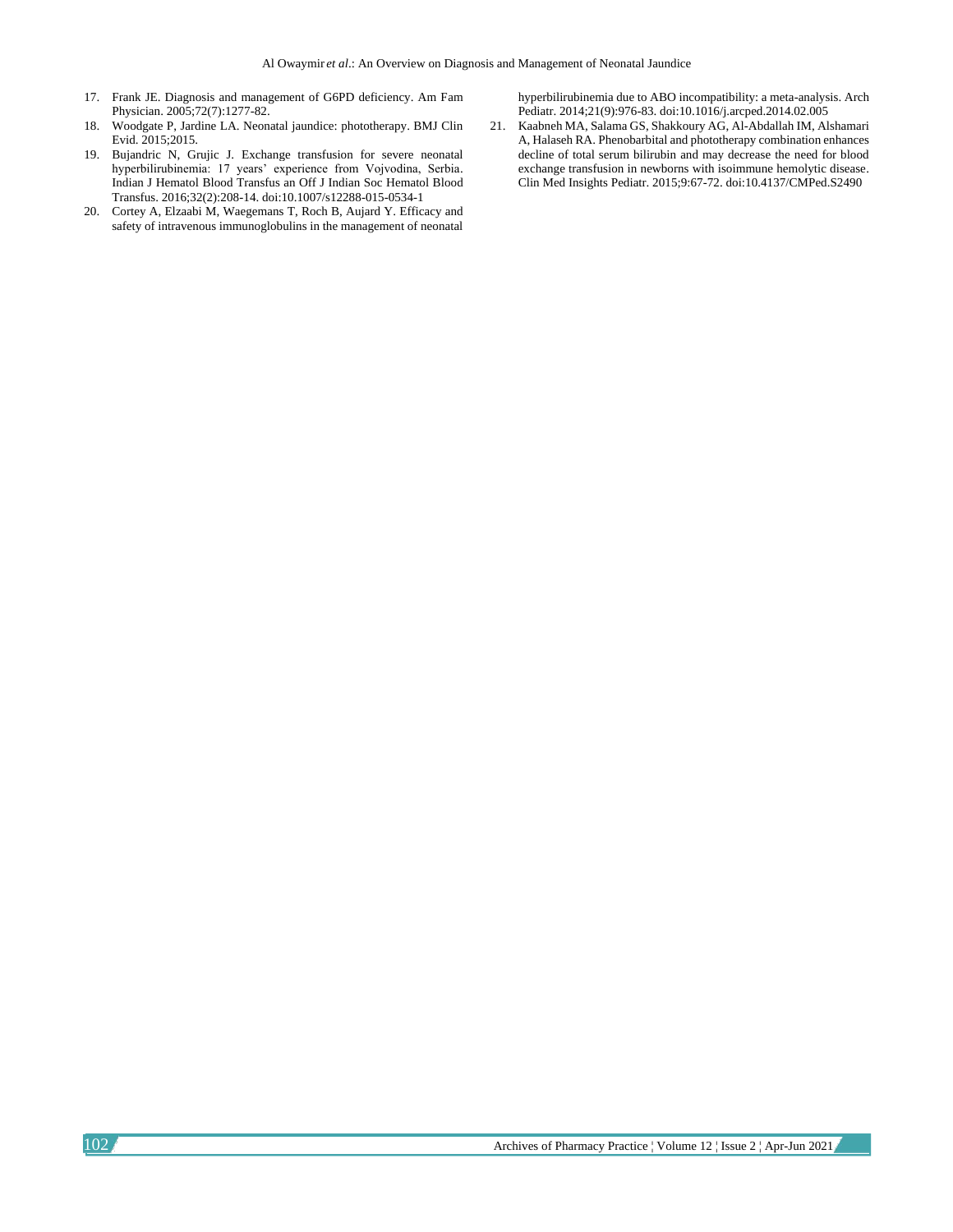17. Frank JE. Diagnosis and management of G6PD deficiency. Am Fam Physician. 2005;72(7):1277-82.
18. Woodgate P, Jardine LA. Neonatal jaundice: phototherapy. BMJ Clin Evid. 2015;2015.
19. Bujandric N, Grujic J. Exchange transfusion for severe neonatal hyperbilirubinemia: 17 years' experience from Vojvodina, Serbia. Indian J Hematol Blood Transfus an Off J Indian Soc Hematol Blood Transfus. 2016;32(2):208-14. doi:10.1007/s12288-015-0534-1
20. Cortey A, Elzaabi M, Waegemans T, Roch B, Aujard Y. Efficacy and safety of intravenous immunoglobulins in the management of neonatal hyperbilirubinemia due to ABO incompatibility: a meta-analysis. Arch Pediatr. 2014;21(9):976-83. doi:10.1016/j.arcped.2014.02.005
21. Kaabneh MA, Salama GS, Shakkoury AG, Al-Abdallah IM, Alshamari A, Halaseh RA. Phenobarbital and phototherapy combination enhances decline of total serum bilirubin and may decrease the need for blood exchange transfusion in newborns with isoimmune hemolytic disease. Clin Med Insights Pediatr. 2015;9:67-72. doi:10.4137/CMPed.S2490